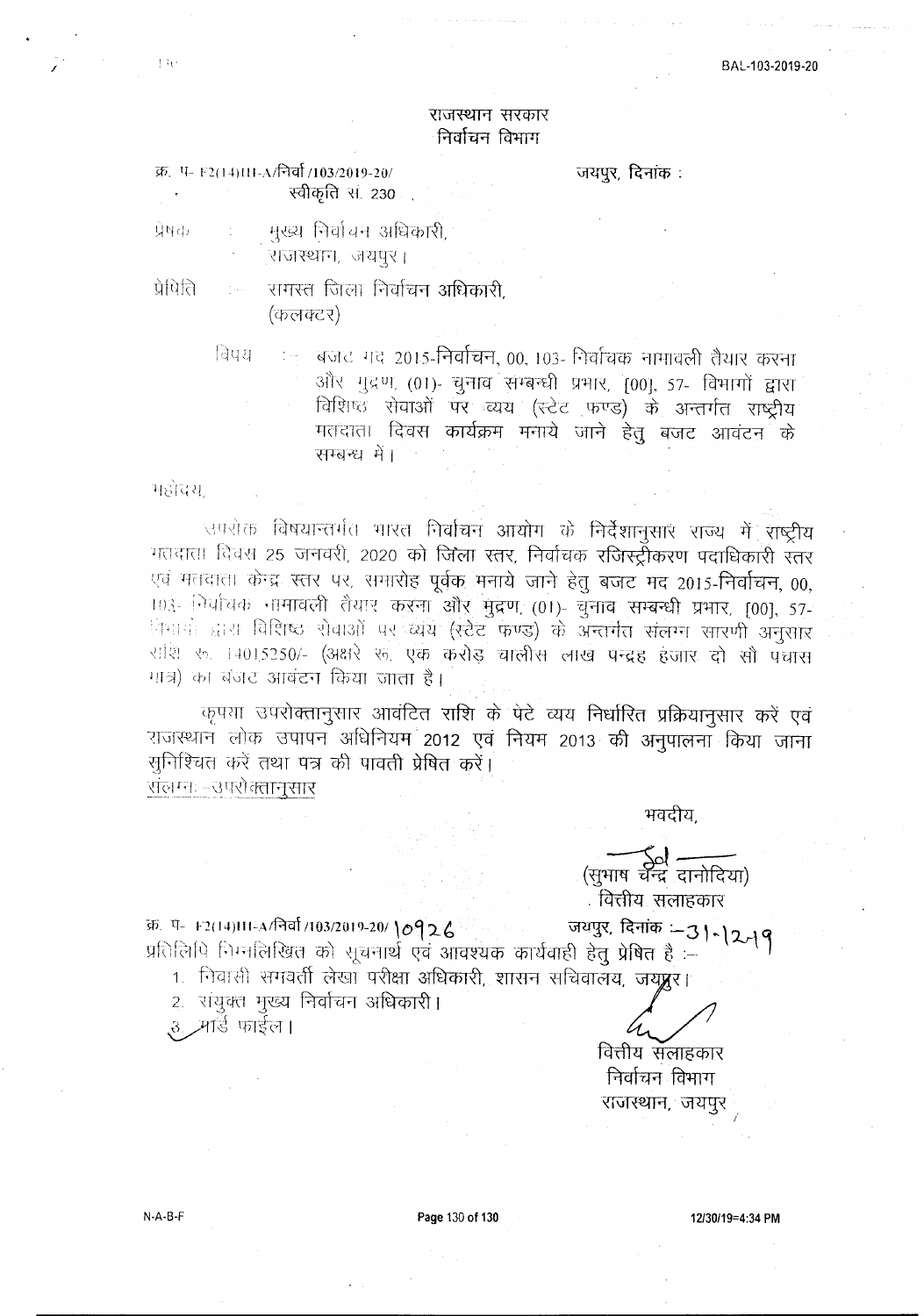BAL-103-2019-20

# राजस्थान सरकार
## निर्वाचन विभाग

क्र. प- F2(14)III-A/निर्वा /103/2019-20/ &nbsp;&nbsp;&nbsp;&nbsp;&nbsp;&nbsp;&nbsp;&nbsp; जयपुर, दिनांक :
स्वीकृति सं. 230

प्रेषक : मुख्य निर्वाचन अधिकारी,
राजस्थान, जयपुर।

प्रेषिति :- समस्त जिला निर्वाचन अधिकारी,
(कलक्टर)

विषय :- बजट मद 2015-निर्वाचन, 00, 103- निर्वाचक नामावली तैयार करना और मुद्रण, (01)- चुनाव सम्बन्धी प्रभार, [00], 57- विभागों द्वारा विशिष्ठ सेवाओं पर व्यय (स्टेट फण्ड) के अन्तर्गत राष्ट्रीय मतदाता दिवस कार्यक्रम मनाये जाने हेतु बजट आवंटन के सम्बन्ध में।

महोदय,

उपरोक्त विषयान्तर्गत भारत निर्वाचन आयोग के निर्देशानुसार राज्य में राष्ट्रीय मतदाता दिवस 25 जनवरी, 2020 को जिला स्तर, निर्वाचक रजिस्ट्रीकरण पदाधिकारी स्तर एवं मतदाता केन्द्र स्तर पर, समारोह पूर्वक मनाये जाने हेतु बजट मद 2015-निर्वाचन, 00, 103- निर्वाचक नामावली तैयार करना और मुद्रण, (01)- चुनाव सम्बन्धी प्रभार, [00], 57- विभागों द्वारा विशिष्ठ सेवाओं पर व्यय (स्टेट फण्ड) के अन्तर्गत संलग्न सारणी अनुसार राशि रु. 14015250/- (अक्षरे रु. एक करोड़ चालीस लाख पन्द्रह हजार दो सौ पचास मात्र) का बजट आवंटन किया जाता है।

कृपया उपरोक्तानुसार आवंटित राशि के पेटे व्यय निर्धारित प्रक्रियानुसार करें एवं राजस्थान लोक उपापन अधिनियम 2012 एवं नियम 2013 की अनुपालना किया जाना सुनिश्चित करें तथा पत्र की पावती प्रेषित करें।
संलग्न :-उपरोक्तानुसार

भवदीय,

Sd

(सुभाष चन्द्र दानोदिया)
वित्तीय सलाहकार

क्र. प- F2(14)III-A/निर्वा /103/2019-20/ 10926 &nbsp;&nbsp;&nbsp;&nbsp;&nbsp;&nbsp;&nbsp;&nbsp; जयपुर, दिनांक :- 31-12-19

प्रतिलिपि निम्नलिखित को सूचनार्थ एवं आवश्यक कार्यवाही हेतु प्रेषित है :-

1. निवासी समवर्ती लेखा परीक्षा अधिकारी, शासन सचिवालय, जयपुर।
2. संयुक्त मुख्य निर्वाचन अधिकारी।
3. गार्ड फाईल।

वित्तीय सलाहकार
निर्वाचन विभाग
राजस्थान, जयपुर

N-A-B-F &nbsp;&nbsp;&nbsp;&nbsp;&nbsp;&nbsp;&nbsp;&nbsp; 12/30/19=4:34 PM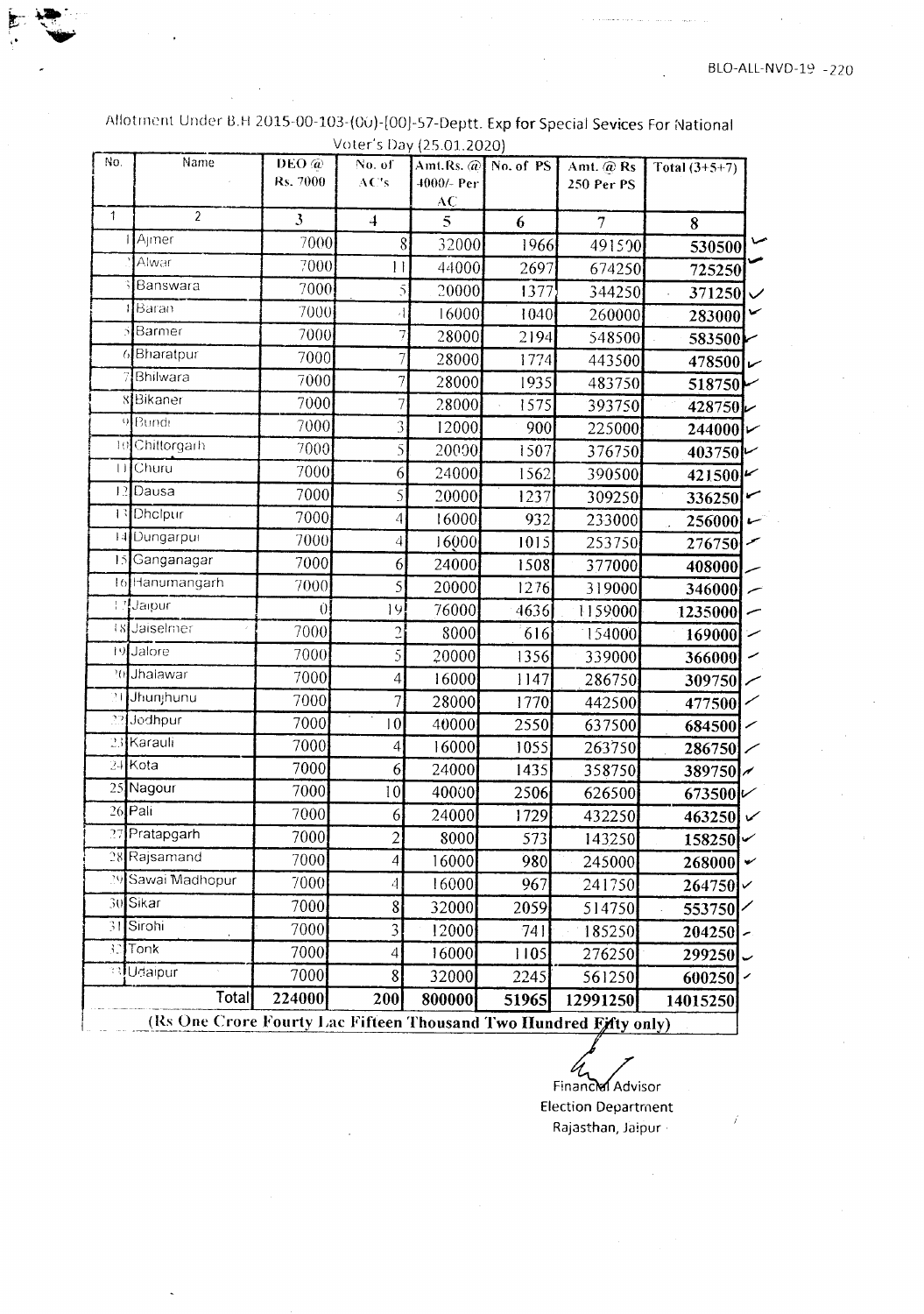Allotment Under B.H 2015-00-103-(00)-[00]-57-Deptt. Exp for Special Sevices For National Voter's Day (25.01.2020)

| No. | Name | DEO @ Rs. 7000 | No. of AC's | Amt.Rs. @ 4000/- Per AC | No. of PS | Amt. @ Rs 250 Per PS | Total (3+5+7) |
|---|---|---|---|---|---|---|---|
| 1 | 2 | 3 | 4 | 5 | 6 | 7 | 8 |
| 1 | Ajmer | 7000 | 8 | 32000 | 1966 | 491500 | 530500 |
| 2 | Alwar | 7000 | 11 | 44000 | 2697 | 674250 | 725250 |
| 3 | Banswara | 7000 | 5 | 20000 | 1377 | 344250 | 371250 |
| 4 | Baran | 7000 | 4 | 16000 | 1040 | 260000 | 283000 |
| 5 | Barmer | 7000 | 7 | 28000 | 2194 | 548500 | 583500 |
| 6 | Bharatpur | 7000 | 7 | 28000 | 1774 | 443500 | 478500 |
| 7 | Bhilwara | 7000 | 7 | 28000 | 1935 | 483750 | 518750 |
| 8 | Bikaner | 7000 | 7 | 28000 | 1575 | 393750 | 428750 |
| 9 | Bundi | 7000 | 3 | 12000 | 900 | 225000 | 244000 |
| 10 | Chittorgarh | 7000 | 5 | 20000 | 1507 | 376750 | 403750 |
| 11 | Churu | 7000 | 6 | 24000 | 1562 | 390500 | 421500 |
| 12 | Dausa | 7000 | 5 | 20000 | 1237 | 309250 | 336250 |
| 13 | Dholpur | 7000 | 4 | 16000 | 932 | 233000 | 256000 |
| 14 | Dungarpur | 7000 | 4 | 16000 | 1015 | 253750 | 276750 |
| 15 | Ganganagar | 7000 | 6 | 24000 | 1508 | 377000 | 408000 |
| 16 | Hanumangarh | 7000 | 5 | 20000 | 1276 | 319000 | 346000 |
| 17 | Jaipur | 0 | 19 | 76000 | 4636 | 1159000 | 1235000 |
| 18 | Jaiselmer | 7000 | 2 | 8000 | 616 | 154000 | 169000 |
| 19 | Jalore | 7000 | 5 | 20000 | 1356 | 339000 | 366000 |
| 20 | Jhalawar | 7000 | 4 | 16000 | 1147 | 286750 | 309750 |
| 21 | Jhunjhunu | 7000 | 7 | 28000 | 1770 | 442500 | 477500 |
| 22 | Jodhpur | 7000 | 10 | 40000 | 2550 | 637500 | 684500 |
| 23 | Karauli | 7000 | 4 | 16000 | 1055 | 263750 | 286750 |
| 24 | Kota | 7000 | 6 | 24000 | 1435 | 358750 | 389750 |
| 25 | Nagour | 7000 | 10 | 40000 | 2506 | 626500 | 673500 |
| 26 | Pali | 7000 | 6 | 24000 | 1729 | 432250 | 463250 |
| 27 | Pratapgarh | 7000 | 2 | 8000 | 573 | 143250 | 158250 |
| 28 | Rajsamand | 7000 | 4 | 16000 | 980 | 245000 | 268000 |
| 29 | Sawai Madhopur | 7000 | 4 | 16000 | 967 | 241750 | 264750 |
| 30 | Sikar | 7000 | 8 | 32000 | 2059 | 514750 | 553750 |
| 31 | Sirohi | 7000 | 3 | 12000 | 741 | 185250 | 204250 |
| 32 | Tonk | 7000 | 4 | 16000 | 1105 | 276250 | 299250 |
| 33 | Udaipur | 7000 | 8 | 32000 | 2245 | 561250 | 600250 |
| | Total | 224000 | 200 | 800000 | 51965 | 12991250 | 14015250 |

**(Rs One Crore Fourty Lac Fifteen Thousand Two Hundred Fifty only)**

Financial Advisor
Election Department
Rajasthan, Jaipur